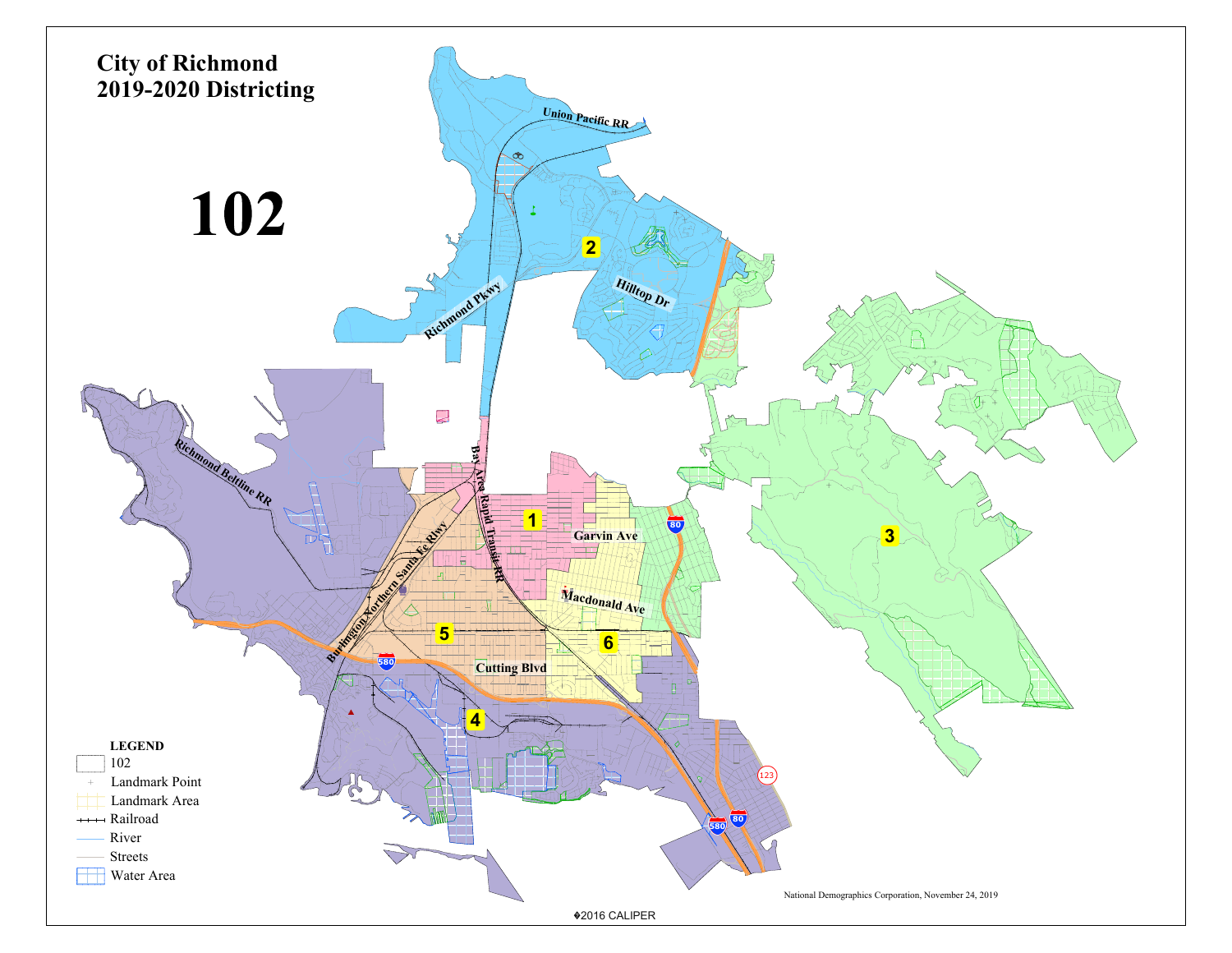# City of Richmond
## 2019-2020 Districting

# 102

Union Pacific RR

2

Hilltop Dr

Richmond Pkwy

Richmond Beltline RR

Bay Area Rapid Transit RR

1

Garvin Ave

80

3

Burlington Northern Santa Fe Rlwy

Macdonald Ave

5

6

580

Cutting Blvd

4

123

580

80

**LEGEND**

- 102
- Landmark Point
- Landmark Area
- Railroad
- River
- Streets
- Water Area

National Demographics Corporation, November 24, 2019

©2016 CALIPER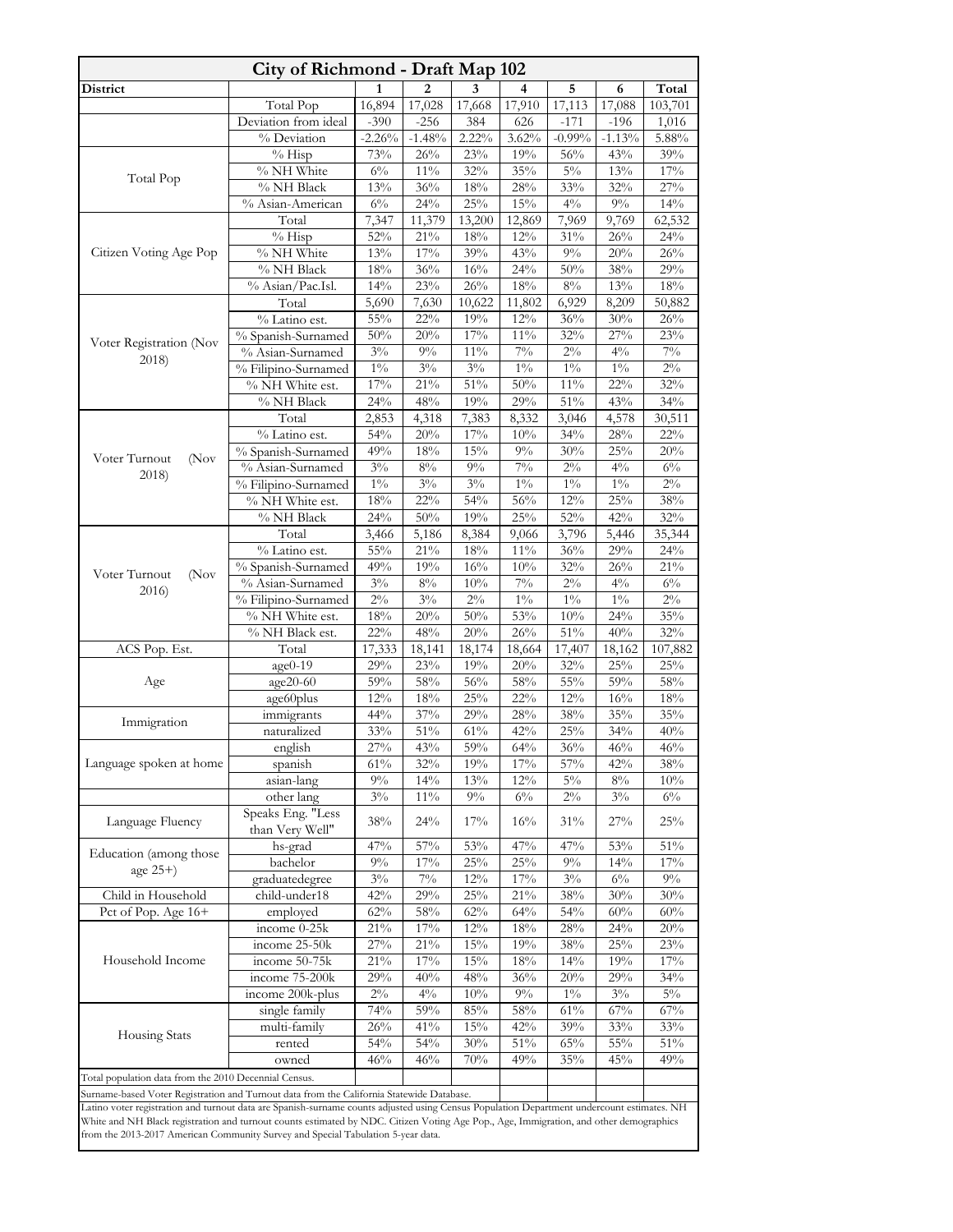# City of Richmond - Draft Map 102

| District | | 1 | 2 | 3 | 4 | 5 | 6 | Total |
|---|---|---|---|---|---|---|---|---|
| | Total Pop | 16,894 | 17,028 | 17,668 | 17,910 | 17,113 | 17,088 | 103,701 |
| | Deviation from ideal | -390 | -256 | 384 | 626 | -171 | -196 | 1,016 |
| | % Deviation | -2.26% | -1.48% | 2.22% | 3.62% | -0.99% | -1.13% | 5.88% |
| Total Pop | % Hisp | 73% | 26% | 23% | 19% | 56% | 43% | 39% |
| | % NH White | 6% | 11% | 32% | 35% | 5% | 13% | 17% |
| | % NH Black | 13% | 36% | 18% | 28% | 33% | 32% | 27% |
| | % Asian-American | 6% | 24% | 25% | 15% | 4% | 9% | 14% |
| Citizen Voting Age Pop | Total | 7,347 | 11,379 | 13,200 | 12,869 | 7,969 | 9,769 | 62,532 |
| | % Hisp | 52% | 21% | 18% | 12% | 31% | 26% | 24% |
| | % NH White | 13% | 17% | 39% | 43% | 9% | 20% | 26% |
| | % NH Black | 18% | 36% | 16% | 24% | 50% | 38% | 29% |
| | % Asian/Pac.Isl. | 14% | 23% | 26% | 18% | 8% | 13% | 18% |
| Voter Registration (Nov 2018) | Total | 5,690 | 7,630 | 10,622 | 11,802 | 6,929 | 8,209 | 50,882 |
| | % Latino est. | 55% | 22% | 19% | 12% | 36% | 30% | 26% |
| | % Spanish-Surnamed | 50% | 20% | 17% | 11% | 32% | 27% | 23% |
| | % Asian-Surnamed | 3% | 9% | 11% | 7% | 2% | 4% | 7% |
| | % Filipino-Surnamed | 1% | 3% | 3% | 1% | 1% | 1% | 2% |
| | % NH White est. | 17% | 21% | 51% | 50% | 11% | 22% | 32% |
| | % NH Black | 24% | 48% | 19% | 29% | 51% | 43% | 34% |
| Voter Turnout (Nov 2018) | Total | 2,853 | 4,318 | 7,383 | 8,332 | 3,046 | 4,578 | 30,511 |
| | % Latino est. | 54% | 20% | 17% | 10% | 34% | 28% | 22% |
| | % Spanish-Surnamed | 49% | 18% | 15% | 9% | 30% | 25% | 20% |
| | % Asian-Surnamed | 3% | 8% | 9% | 7% | 2% | 4% | 6% |
| | % Filipino-Surnamed | 1% | 3% | 3% | 1% | 1% | 1% | 2% |
| | % NH White est. | 18% | 22% | 54% | 56% | 12% | 25% | 38% |
| | % NH Black | 24% | 50% | 19% | 25% | 52% | 42% | 32% |
| Voter Turnout (Nov 2016) | Total | 3,466 | 5,186 | 8,384 | 9,066 | 3,796 | 5,446 | 35,344 |
| | % Latino est. | 55% | 21% | 18% | 11% | 36% | 29% | 24% |
| | % Spanish-Surnamed | 49% | 19% | 16% | 10% | 32% | 26% | 21% |
| | % Asian-Surnamed | 3% | 8% | 10% | 7% | 2% | 4% | 6% |
| | % Filipino-Surnamed | 2% | 3% | 2% | 1% | 1% | 1% | 2% |
| | % NH White est. | 18% | 20% | 50% | 53% | 10% | 24% | 35% |
| | % NH Black est. | 22% | 48% | 20% | 26% | 51% | 40% | 32% |
| ACS Pop. Est. | Total | 17,333 | 18,141 | 18,174 | 18,664 | 17,407 | 18,162 | 107,882 |
| Age | age0-19 | 29% | 23% | 19% | 20% | 32% | 25% | 25% |
| | age20-60 | 59% | 58% | 56% | 58% | 55% | 59% | 58% |
| | age60plus | 12% | 18% | 25% | 22% | 12% | 16% | 18% |
| Immigration | immigrants | 44% | 37% | 29% | 28% | 38% | 35% | 35% |
| | naturalized | 33% | 51% | 61% | 42% | 25% | 34% | 40% |
| Language spoken at home | english | 27% | 43% | 59% | 64% | 36% | 46% | 46% |
| | spanish | 61% | 32% | 19% | 17% | 57% | 42% | 38% |
| | asian-lang | 9% | 14% | 13% | 12% | 5% | 8% | 10% |
| | other lang | 3% | 11% | 9% | 6% | 2% | 3% | 6% |
| Language Fluency | Speaks Eng. "Less than Very Well" | 38% | 24% | 17% | 16% | 31% | 27% | 25% |
| Education (among those age 25+) | hs-grad | 47% | 57% | 53% | 47% | 47% | 53% | 51% |
| | bachelor | 9% | 17% | 25% | 25% | 9% | 14% | 17% |
| | graduatedegree | 3% | 7% | 12% | 17% | 3% | 6% | 9% |
| Child in Household | child-under18 | 42% | 29% | 25% | 21% | 38% | 30% | 30% |
| Pct of Pop. Age 16+ | employed | 62% | 58% | 62% | 64% | 54% | 60% | 60% |
| Household Income | income 0-25k | 21% | 17% | 12% | 18% | 28% | 24% | 20% |
| | income 25-50k | 27% | 21% | 15% | 19% | 38% | 25% | 23% |
| | income 50-75k | 21% | 17% | 15% | 18% | 14% | 19% | 17% |
| | income 75-200k | 29% | 40% | 48% | 36% | 20% | 29% | 34% |
| | income 200k-plus | 2% | 4% | 10% | 9% | 1% | 3% | 5% |
| Housing Stats | single family | 74% | 59% | 85% | 58% | 61% | 67% | 67% |
| | multi-family | 26% | 41% | 15% | 42% | 39% | 33% | 33% |
| | rented | 54% | 54% | 30% | 51% | 65% | 55% | 51% |
| | owned | 46% | 46% | 70% | 49% | 35% | 45% | 49% |

Total population data from the 2010 Decennial Census.

Surname-based Voter Registration and Turnout data from the California Statewide Database.

Latino voter registration and turnout data are Spanish-surname counts adjusted using Census Population Department undercount estimates. NH White and NH Black registration and turnout counts estimated by NDC. Citizen Voting Age Pop., Age, Immigration, and other demographics from the 2013-2017 American Community Survey and Special Tabulation 5-year data.